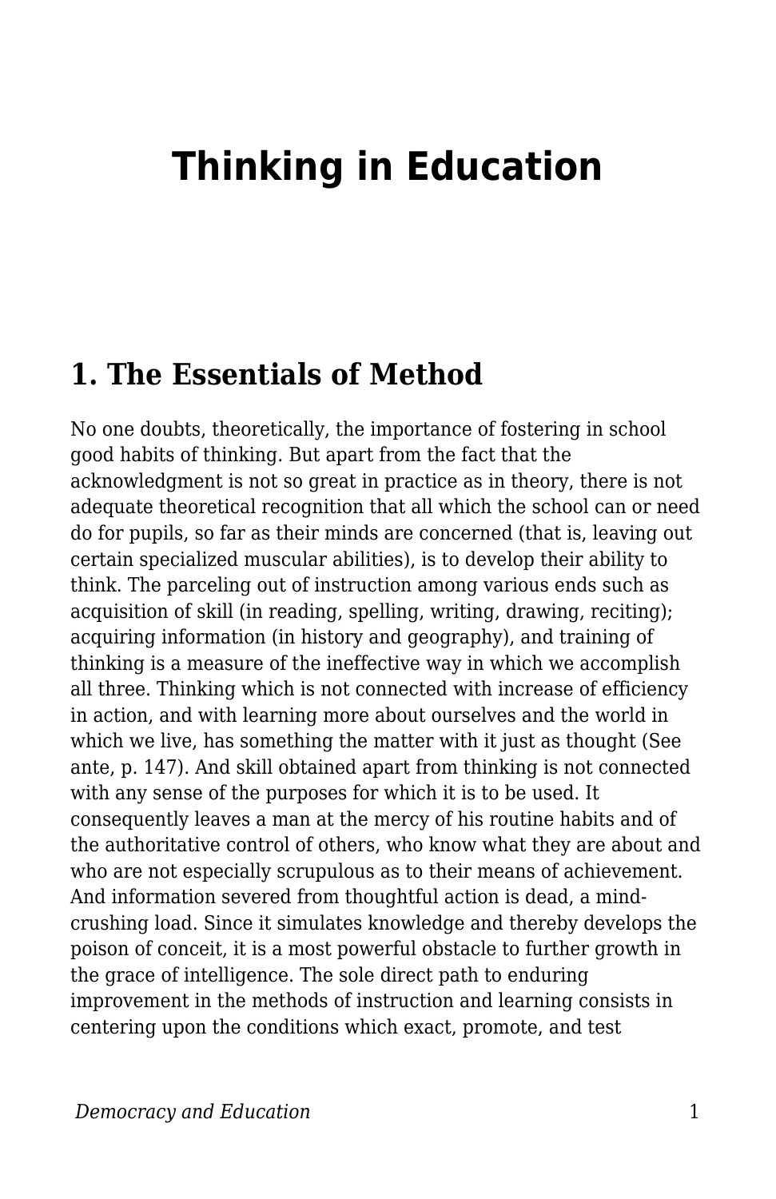# Thinking in Education

## 1. The Essentials of Method

No one doubts, theoretically, the importance of fostering in school good habits of thinking. But apart from the fact that the acknowledgment is not so great in practice as in theory, there is not adequate theoretical recognition that all which the school can or need do for pupils, so far as their minds are concerned (that is, leaving out certain specialized muscular abilities), is to develop their ability to think. The parceling out of instruction among various ends such as acquisition of skill (in reading, spelling, writing, drawing, reciting); acquiring information (in history and geography), and training of thinking is a measure of the ineffective way in which we accomplish all three. Thinking which is not connected with increase of efficiency in action, and with learning more about ourselves and the world in which we live, has something the matter with it just as thought (See ante, p. 147). And skill obtained apart from thinking is not connected with any sense of the purposes for which it is to be used. It consequently leaves a man at the mercy of his routine habits and of the authoritative control of others, who know what they are about and who are not especially scrupulous as to their means of achievement. And information severed from thoughtful action is dead, a mind-crushing load. Since it simulates knowledge and thereby develops the poison of conceit, it is a most powerful obstacle to further growth in the grace of intelligence. The sole direct path to enduring improvement in the methods of instruction and learning consists in centering upon the conditions which exact, promote, and test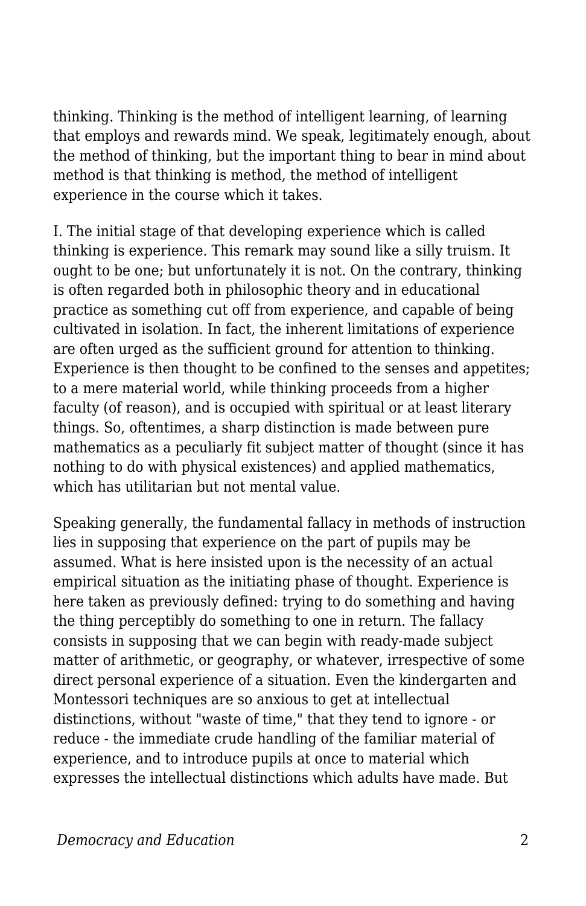thinking. Thinking is the method of intelligent learning, of learning that employs and rewards mind. We speak, legitimately enough, about the method of thinking, but the important thing to bear in mind about method is that thinking is method, the method of intelligent experience in the course which it takes.

I. The initial stage of that developing experience which is called thinking is experience. This remark may sound like a silly truism. It ought to be one; but unfortunately it is not. On the contrary, thinking is often regarded both in philosophic theory and in educational practice as something cut off from experience, and capable of being cultivated in isolation. In fact, the inherent limitations of experience are often urged as the sufficient ground for attention to thinking. Experience is then thought to be confined to the senses and appetites; to a mere material world, while thinking proceeds from a higher faculty (of reason), and is occupied with spiritual or at least literary things. So, oftentimes, a sharp distinction is made between pure mathematics as a peculiarly fit subject matter of thought (since it has nothing to do with physical existences) and applied mathematics, which has utilitarian but not mental value.

Speaking generally, the fundamental fallacy in methods of instruction lies in supposing that experience on the part of pupils may be assumed. What is here insisted upon is the necessity of an actual empirical situation as the initiating phase of thought. Experience is here taken as previously defined: trying to do something and having the thing perceptibly do something to one in return. The fallacy consists in supposing that we can begin with ready-made subject matter of arithmetic, or geography, or whatever, irrespective of some direct personal experience of a situation. Even the kindergarten and Montessori techniques are so anxious to get at intellectual distinctions, without "waste of time," that they tend to ignore - or reduce - the immediate crude handling of the familiar material of experience, and to introduce pupils at once to material which expresses the intellectual distinctions which adults have made. But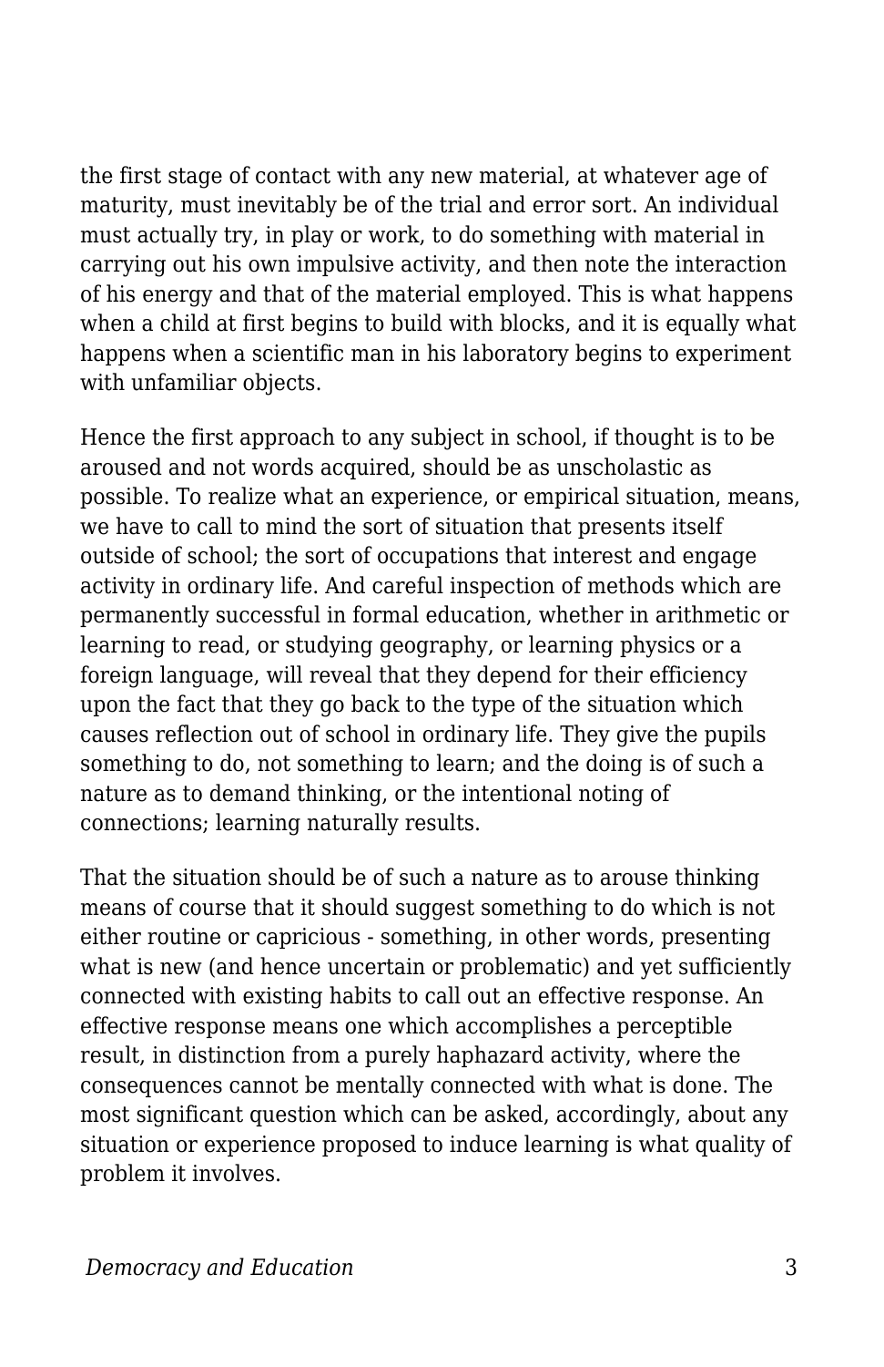the first stage of contact with any new material, at whatever age of maturity, must inevitably be of the trial and error sort. An individual must actually try, in play or work, to do something with material in carrying out his own impulsive activity, and then note the interaction of his energy and that of the material employed. This is what happens when a child at first begins to build with blocks, and it is equally what happens when a scientific man in his laboratory begins to experiment with unfamiliar objects.

Hence the first approach to any subject in school, if thought is to be aroused and not words acquired, should be as unscholastic as possible. To realize what an experience, or empirical situation, means, we have to call to mind the sort of situation that presents itself outside of school; the sort of occupations that interest and engage activity in ordinary life. And careful inspection of methods which are permanently successful in formal education, whether in arithmetic or learning to read, or studying geography, or learning physics or a foreign language, will reveal that they depend for their efficiency upon the fact that they go back to the type of the situation which causes reflection out of school in ordinary life. They give the pupils something to do, not something to learn; and the doing is of such a nature as to demand thinking, or the intentional noting of connections; learning naturally results.

That the situation should be of such a nature as to arouse thinking means of course that it should suggest something to do which is not either routine or capricious - something, in other words, presenting what is new (and hence uncertain or problematic) and yet sufficiently connected with existing habits to call out an effective response. An effective response means one which accomplishes a perceptible result, in distinction from a purely haphazard activity, where the consequences cannot be mentally connected with what is done. The most significant question which can be asked, accordingly, about any situation or experience proposed to induce learning is what quality of problem it involves.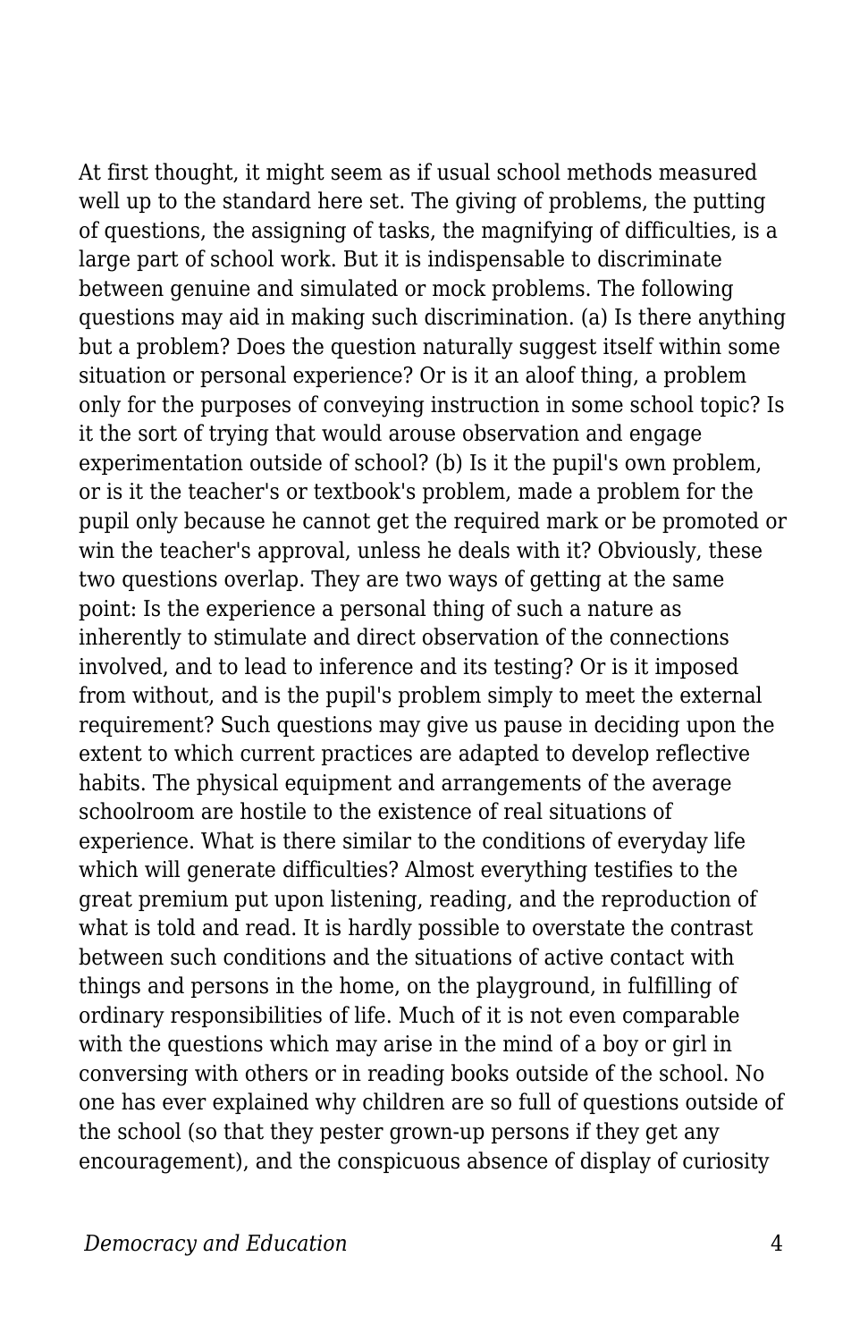At first thought, it might seem as if usual school methods measured well up to the standard here set. The giving of problems, the putting of questions, the assigning of tasks, the magnifying of difficulties, is a large part of school work. But it is indispensable to discriminate between genuine and simulated or mock problems. The following questions may aid in making such discrimination. (a) Is there anything but a problem? Does the question naturally suggest itself within some situation or personal experience? Or is it an aloof thing, a problem only for the purposes of conveying instruction in some school topic? Is it the sort of trying that would arouse observation and engage experimentation outside of school? (b) Is it the pupil's own problem, or is it the teacher's or textbook's problem, made a problem for the pupil only because he cannot get the required mark or be promoted or win the teacher's approval, unless he deals with it? Obviously, these two questions overlap. They are two ways of getting at the same point: Is the experience a personal thing of such a nature as inherently to stimulate and direct observation of the connections involved, and to lead to inference and its testing? Or is it imposed from without, and is the pupil's problem simply to meet the external requirement? Such questions may give us pause in deciding upon the extent to which current practices are adapted to develop reflective habits. The physical equipment and arrangements of the average schoolroom are hostile to the existence of real situations of experience. What is there similar to the conditions of everyday life which will generate difficulties? Almost everything testifies to the great premium put upon listening, reading, and the reproduction of what is told and read. It is hardly possible to overstate the contrast between such conditions and the situations of active contact with things and persons in the home, on the playground, in fulfilling of ordinary responsibilities of life. Much of it is not even comparable with the questions which may arise in the mind of a boy or girl in conversing with others or in reading books outside of the school. No one has ever explained why children are so full of questions outside of the school (so that they pester grown-up persons if they get any encouragement), and the conspicuous absence of display of curiosity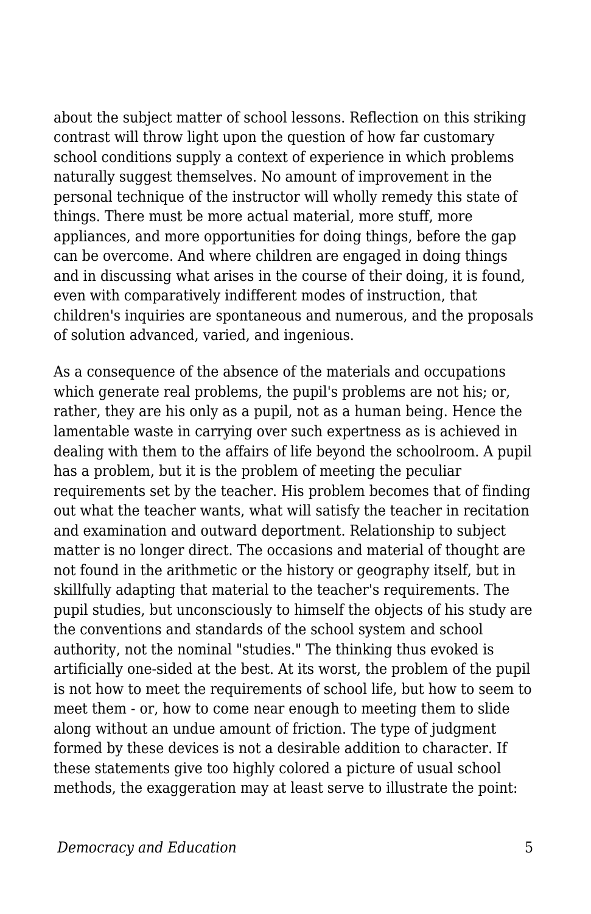about the subject matter of school lessons. Reflection on this striking contrast will throw light upon the question of how far customary school conditions supply a context of experience in which problems naturally suggest themselves. No amount of improvement in the personal technique of the instructor will wholly remedy this state of things. There must be more actual material, more stuff, more appliances, and more opportunities for doing things, before the gap can be overcome. And where children are engaged in doing things and in discussing what arises in the course of their doing, it is found, even with comparatively indifferent modes of instruction, that children's inquiries are spontaneous and numerous, and the proposals of solution advanced, varied, and ingenious.

As a consequence of the absence of the materials and occupations which generate real problems, the pupil's problems are not his; or, rather, they are his only as a pupil, not as a human being. Hence the lamentable waste in carrying over such expertness as is achieved in dealing with them to the affairs of life beyond the schoolroom. A pupil has a problem, but it is the problem of meeting the peculiar requirements set by the teacher. His problem becomes that of finding out what the teacher wants, what will satisfy the teacher in recitation and examination and outward deportment. Relationship to subject matter is no longer direct. The occasions and material of thought are not found in the arithmetic or the history or geography itself, but in skillfully adapting that material to the teacher's requirements. The pupil studies, but unconsciously to himself the objects of his study are the conventions and standards of the school system and school authority, not the nominal "studies." The thinking thus evoked is artificially one-sided at the best. At its worst, the problem of the pupil is not how to meet the requirements of school life, but how to seem to meet them - or, how to come near enough to meeting them to slide along without an undue amount of friction. The type of judgment formed by these devices is not a desirable addition to character. If these statements give too highly colored a picture of usual school methods, the exaggeration may at least serve to illustrate the point: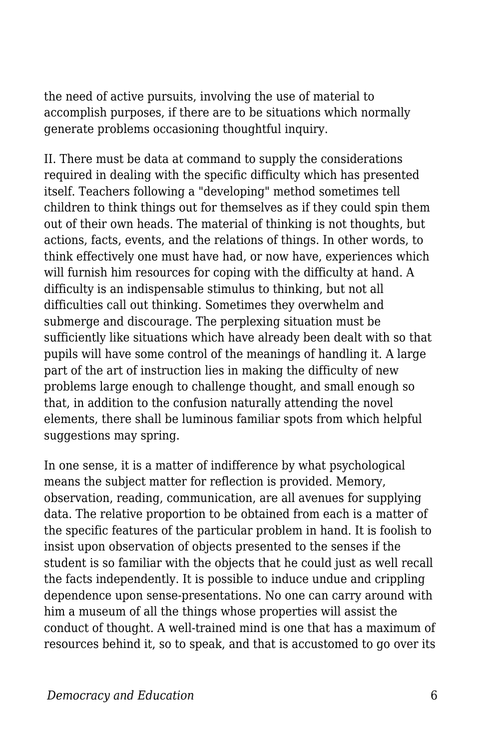the need of active pursuits, involving the use of material to accomplish purposes, if there are to be situations which normally generate problems occasioning thoughtful inquiry.

II. There must be data at command to supply the considerations required in dealing with the specific difficulty which has presented itself. Teachers following a "developing" method sometimes tell children to think things out for themselves as if they could spin them out of their own heads. The material of thinking is not thoughts, but actions, facts, events, and the relations of things. In other words, to think effectively one must have had, or now have, experiences which will furnish him resources for coping with the difficulty at hand. A difficulty is an indispensable stimulus to thinking, but not all difficulties call out thinking. Sometimes they overwhelm and submerge and discourage. The perplexing situation must be sufficiently like situations which have already been dealt with so that pupils will have some control of the meanings of handling it. A large part of the art of instruction lies in making the difficulty of new problems large enough to challenge thought, and small enough so that, in addition to the confusion naturally attending the novel elements, there shall be luminous familiar spots from which helpful suggestions may spring.

In one sense, it is a matter of indifference by what psychological means the subject matter for reflection is provided. Memory, observation, reading, communication, are all avenues for supplying data. The relative proportion to be obtained from each is a matter of the specific features of the particular problem in hand. It is foolish to insist upon observation of objects presented to the senses if the student is so familiar with the objects that he could just as well recall the facts independently. It is possible to induce undue and crippling dependence upon sense-presentations. No one can carry around with him a museum of all the things whose properties will assist the conduct of thought. A well-trained mind is one that has a maximum of resources behind it, so to speak, and that is accustomed to go over its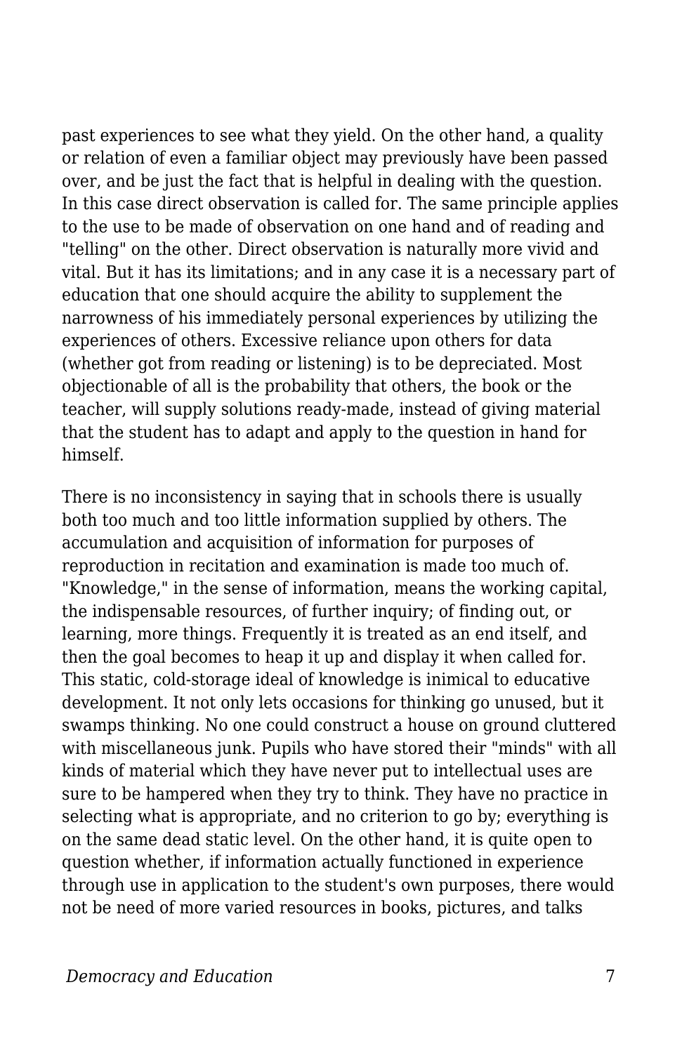past experiences to see what they yield. On the other hand, a quality or relation of even a familiar object may previously have been passed over, and be just the fact that is helpful in dealing with the question. In this case direct observation is called for. The same principle applies to the use to be made of observation on one hand and of reading and "telling" on the other. Direct observation is naturally more vivid and vital. But it has its limitations; and in any case it is a necessary part of education that one should acquire the ability to supplement the narrowness of his immediately personal experiences by utilizing the experiences of others. Excessive reliance upon others for data (whether got from reading or listening) is to be depreciated. Most objectionable of all is the probability that others, the book or the teacher, will supply solutions ready-made, instead of giving material that the student has to adapt and apply to the question in hand for himself.

There is no inconsistency in saying that in schools there is usually both too much and too little information supplied by others. The accumulation and acquisition of information for purposes of reproduction in recitation and examination is made too much of. "Knowledge," in the sense of information, means the working capital, the indispensable resources, of further inquiry; of finding out, or learning, more things. Frequently it is treated as an end itself, and then the goal becomes to heap it up and display it when called for. This static, cold-storage ideal of knowledge is inimical to educative development. It not only lets occasions for thinking go unused, but it swamps thinking. No one could construct a house on ground cluttered with miscellaneous junk. Pupils who have stored their "minds" with all kinds of material which they have never put to intellectual uses are sure to be hampered when they try to think. They have no practice in selecting what is appropriate, and no criterion to go by; everything is on the same dead static level. On the other hand, it is quite open to question whether, if information actually functioned in experience through use in application to the student's own purposes, there would not be need of more varied resources in books, pictures, and talks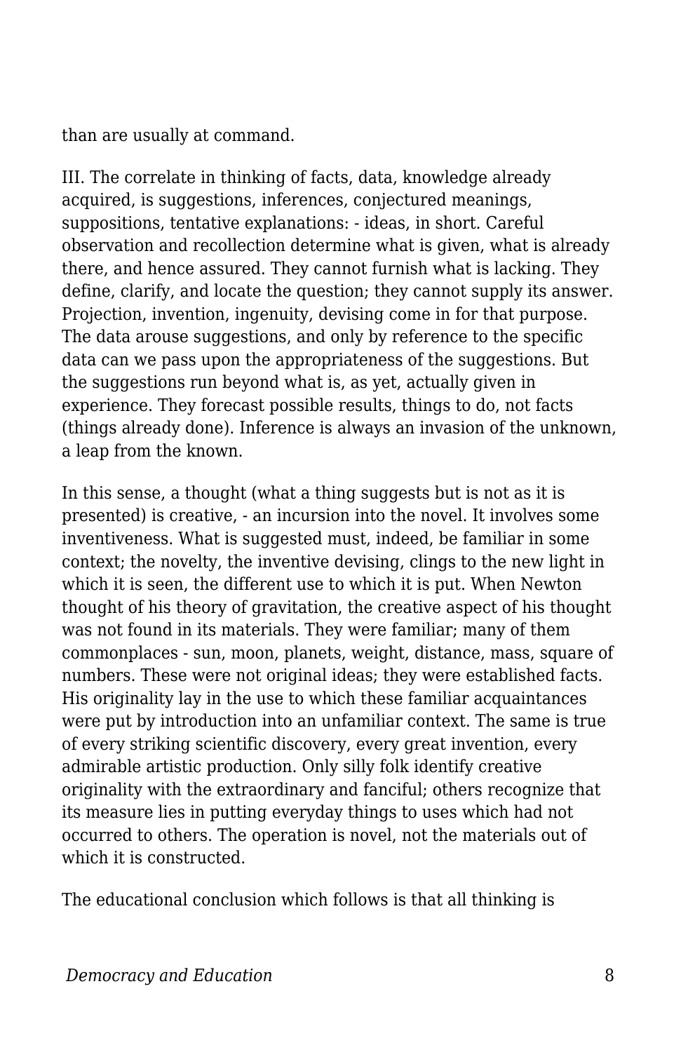than are usually at command.

III. The correlate in thinking of facts, data, knowledge already acquired, is suggestions, inferences, conjectured meanings, suppositions, tentative explanations: - ideas, in short. Careful observation and recollection determine what is given, what is already there, and hence assured. They cannot furnish what is lacking. They define, clarify, and locate the question; they cannot supply its answer. Projection, invention, ingenuity, devising come in for that purpose. The data arouse suggestions, and only by reference to the specific data can we pass upon the appropriateness of the suggestions. But the suggestions run beyond what is, as yet, actually given in experience. They forecast possible results, things to do, not facts (things already done). Inference is always an invasion of the unknown, a leap from the known.

In this sense, a thought (what a thing suggests but is not as it is presented) is creative, - an incursion into the novel. It involves some inventiveness. What is suggested must, indeed, be familiar in some context; the novelty, the inventive devising, clings to the new light in which it is seen, the different use to which it is put. When Newton thought of his theory of gravitation, the creative aspect of his thought was not found in its materials. They were familiar; many of them commonplaces - sun, moon, planets, weight, distance, mass, square of numbers. These were not original ideas; they were established facts. His originality lay in the use to which these familiar acquaintances were put by introduction into an unfamiliar context. The same is true of every striking scientific discovery, every great invention, every admirable artistic production. Only silly folk identify creative originality with the extraordinary and fanciful; others recognize that its measure lies in putting everyday things to uses which had not occurred to others. The operation is novel, not the materials out of which it is constructed.

The educational conclusion which follows is that all thinking is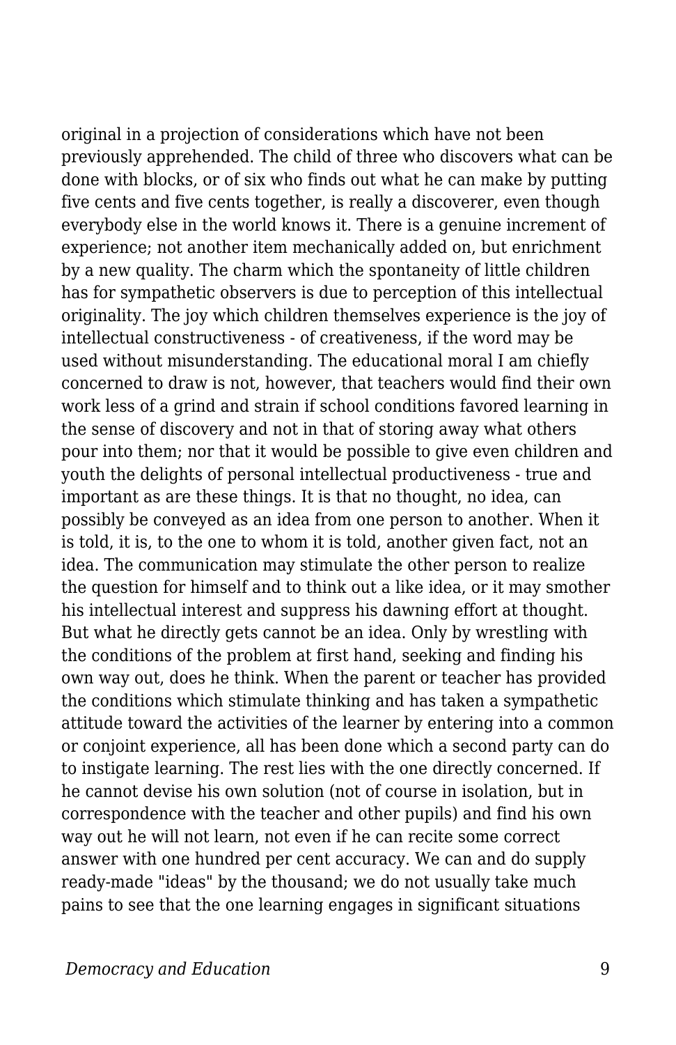original in a projection of considerations which have not been previously apprehended. The child of three who discovers what can be done with blocks, or of six who finds out what he can make by putting five cents and five cents together, is really a discoverer, even though everybody else in the world knows it. There is a genuine increment of experience; not another item mechanically added on, but enrichment by a new quality. The charm which the spontaneity of little children has for sympathetic observers is due to perception of this intellectual originality. The joy which children themselves experience is the joy of intellectual constructiveness - of creativeness, if the word may be used without misunderstanding. The educational moral I am chiefly concerned to draw is not, however, that teachers would find their own work less of a grind and strain if school conditions favored learning in the sense of discovery and not in that of storing away what others pour into them; nor that it would be possible to give even children and youth the delights of personal intellectual productiveness - true and important as are these things. It is that no thought, no idea, can possibly be conveyed as an idea from one person to another. When it is told, it is, to the one to whom it is told, another given fact, not an idea. The communication may stimulate the other person to realize the question for himself and to think out a like idea, or it may smother his intellectual interest and suppress his dawning effort at thought. But what he directly gets cannot be an idea. Only by wrestling with the conditions of the problem at first hand, seeking and finding his own way out, does he think. When the parent or teacher has provided the conditions which stimulate thinking and has taken a sympathetic attitude toward the activities of the learner by entering into a common or conjoint experience, all has been done which a second party can do to instigate learning. The rest lies with the one directly concerned. If he cannot devise his own solution (not of course in isolation, but in correspondence with the teacher and other pupils) and find his own way out he will not learn, not even if he can recite some correct answer with one hundred per cent accuracy. We can and do supply ready-made "ideas" by the thousand; we do not usually take much pains to see that the one learning engages in significant situations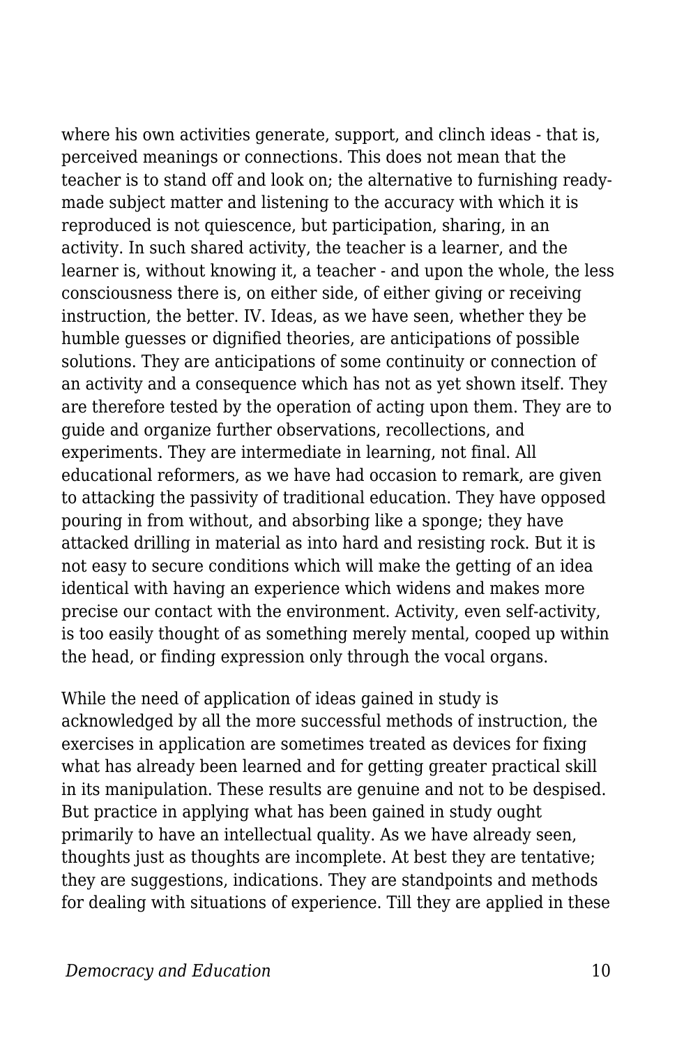where his own activities generate, support, and clinch ideas - that is, perceived meanings or connections. This does not mean that the teacher is to stand off and look on; the alternative to furnishing ready-made subject matter and listening to the accuracy with which it is reproduced is not quiescence, but participation, sharing, in an activity. In such shared activity, the teacher is a learner, and the learner is, without knowing it, a teacher - and upon the whole, the less consciousness there is, on either side, of either giving or receiving instruction, the better. IV. Ideas, as we have seen, whether they be humble guesses or dignified theories, are anticipations of possible solutions. They are anticipations of some continuity or connection of an activity and a consequence which has not as yet shown itself. They are therefore tested by the operation of acting upon them. They are to guide and organize further observations, recollections, and experiments. They are intermediate in learning, not final. All educational reformers, as we have had occasion to remark, are given to attacking the passivity of traditional education. They have opposed pouring in from without, and absorbing like a sponge; they have attacked drilling in material as into hard and resisting rock. But it is not easy to secure conditions which will make the getting of an idea identical with having an experience which widens and makes more precise our contact with the environment. Activity, even self-activity, is too easily thought of as something merely mental, cooped up within the head, or finding expression only through the vocal organs.

While the need of application of ideas gained in study is acknowledged by all the more successful methods of instruction, the exercises in application are sometimes treated as devices for fixing what has already been learned and for getting greater practical skill in its manipulation. These results are genuine and not to be despised. But practice in applying what has been gained in study ought primarily to have an intellectual quality. As we have already seen, thoughts just as thoughts are incomplete. At best they are tentative; they are suggestions, indications. They are standpoints and methods for dealing with situations of experience. Till they are applied in these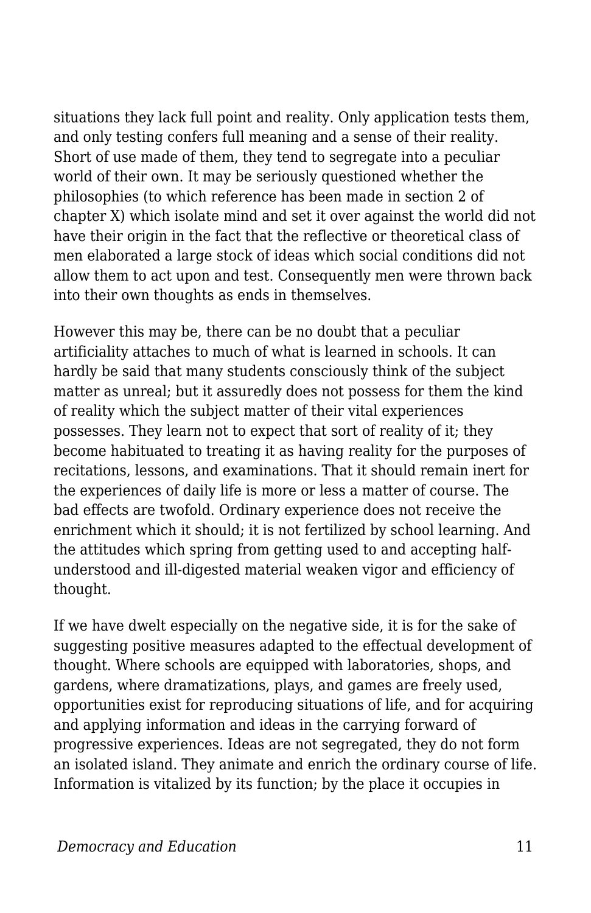situations they lack full point and reality. Only application tests them, and only testing confers full meaning and a sense of their reality. Short of use made of them, they tend to segregate into a peculiar world of their own. It may be seriously questioned whether the philosophies (to which reference has been made in section 2 of chapter X) which isolate mind and set it over against the world did not have their origin in the fact that the reflective or theoretical class of men elaborated a large stock of ideas which social conditions did not allow them to act upon and test. Consequently men were thrown back into their own thoughts as ends in themselves.

However this may be, there can be no doubt that a peculiar artificiality attaches to much of what is learned in schools. It can hardly be said that many students consciously think of the subject matter as unreal; but it assuredly does not possess for them the kind of reality which the subject matter of their vital experiences possesses. They learn not to expect that sort of reality of it; they become habituated to treating it as having reality for the purposes of recitations, lessons, and examinations. That it should remain inert for the experiences of daily life is more or less a matter of course. The bad effects are twofold. Ordinary experience does not receive the enrichment which it should; it is not fertilized by school learning. And the attitudes which spring from getting used to and accepting half-understood and ill-digested material weaken vigor and efficiency of thought.

If we have dwelt especially on the negative side, it is for the sake of suggesting positive measures adapted to the effectual development of thought. Where schools are equipped with laboratories, shops, and gardens, where dramatizations, plays, and games are freely used, opportunities exist for reproducing situations of life, and for acquiring and applying information and ideas in the carrying forward of progressive experiences. Ideas are not segregated, they do not form an isolated island. They animate and enrich the ordinary course of life. Information is vitalized by its function; by the place it occupies in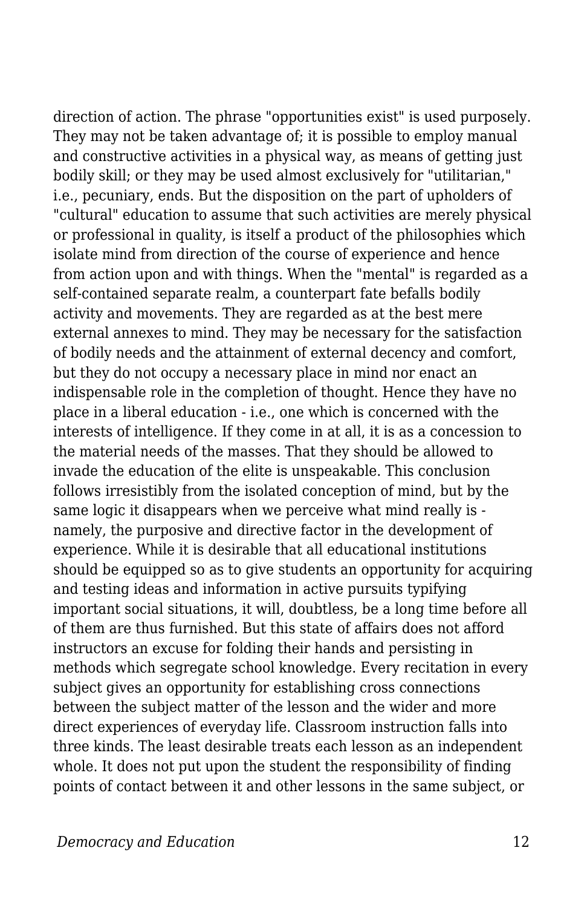direction of action. The phrase "opportunities exist" is used purposely. They may not be taken advantage of; it is possible to employ manual and constructive activities in a physical way, as means of getting just bodily skill; or they may be used almost exclusively for "utilitarian," i.e., pecuniary, ends. But the disposition on the part of upholders of "cultural" education to assume that such activities are merely physical or professional in quality, is itself a product of the philosophies which isolate mind from direction of the course of experience and hence from action upon and with things. When the "mental" is regarded as a self-contained separate realm, a counterpart fate befalls bodily activity and movements. They are regarded as at the best mere external annexes to mind. They may be necessary for the satisfaction of bodily needs and the attainment of external decency and comfort, but they do not occupy a necessary place in mind nor enact an indispensable role in the completion of thought. Hence they have no place in a liberal education - i.e., one which is concerned with the interests of intelligence. If they come in at all, it is as a concession to the material needs of the masses. That they should be allowed to invade the education of the elite is unspeakable. This conclusion follows irresistibly from the isolated conception of mind, but by the same logic it disappears when we perceive what mind really is - namely, the purposive and directive factor in the development of experience. While it is desirable that all educational institutions should be equipped so as to give students an opportunity for acquiring and testing ideas and information in active pursuits typifying important social situations, it will, doubtless, be a long time before all of them are thus furnished. But this state of affairs does not afford instructors an excuse for folding their hands and persisting in methods which segregate school knowledge. Every recitation in every subject gives an opportunity for establishing cross connections between the subject matter of the lesson and the wider and more direct experiences of everyday life. Classroom instruction falls into three kinds. The least desirable treats each lesson as an independent whole. It does not put upon the student the responsibility of finding points of contact between it and other lessons in the same subject, or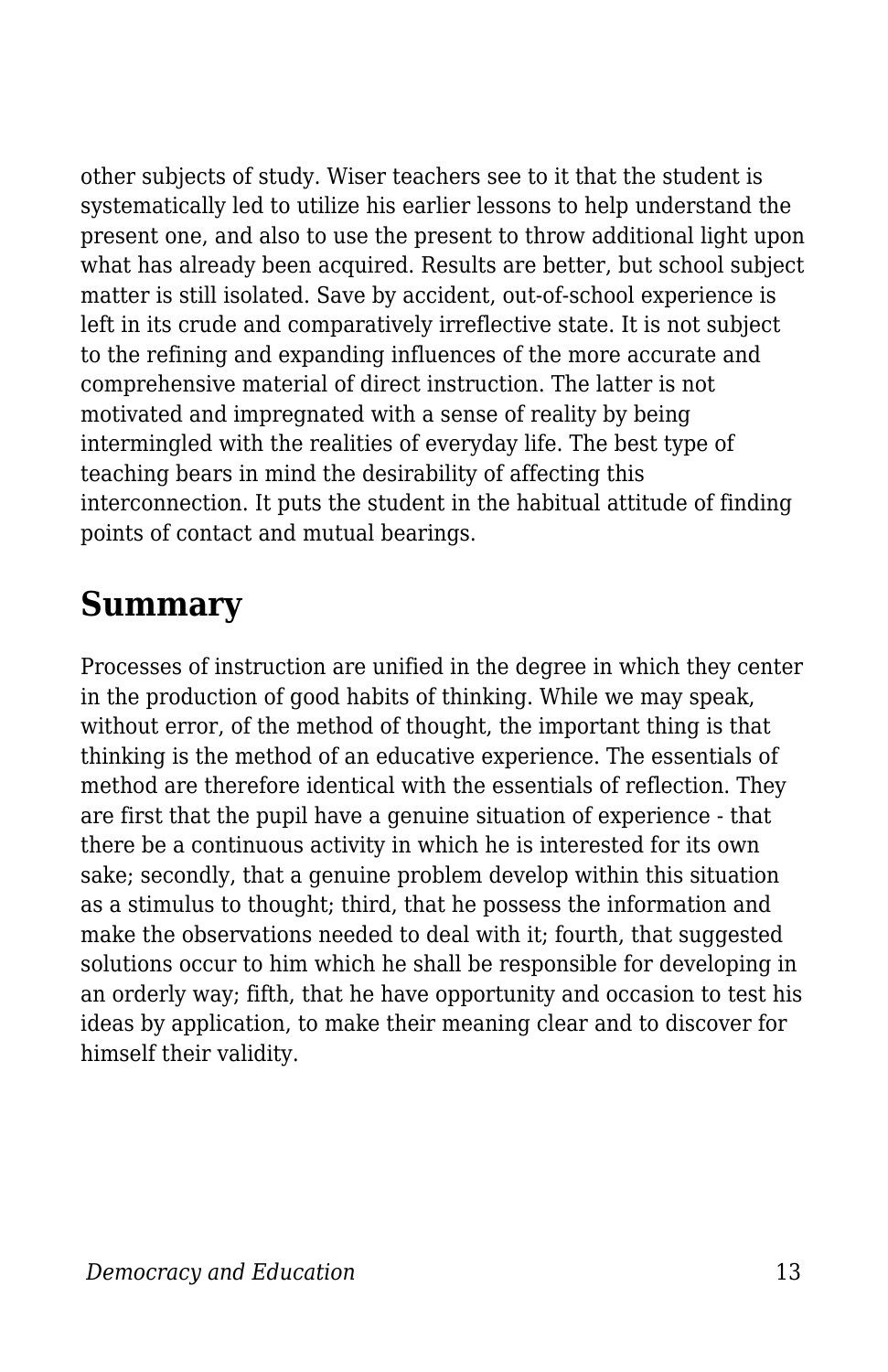other subjects of study. Wiser teachers see to it that the student is systematically led to utilize his earlier lessons to help understand the present one, and also to use the present to throw additional light upon what has already been acquired. Results are better, but school subject matter is still isolated. Save by accident, out-of-school experience is left in its crude and comparatively irreflective state. It is not subject to the refining and expanding influences of the more accurate and comprehensive material of direct instruction. The latter is not motivated and impregnated with a sense of reality by being intermingled with the realities of everyday life. The best type of teaching bears in mind the desirability of affecting this interconnection. It puts the student in the habitual attitude of finding points of contact and mutual bearings.

## Summary

Processes of instruction are unified in the degree in which they center in the production of good habits of thinking. While we may speak, without error, of the method of thought, the important thing is that thinking is the method of an educative experience. The essentials of method are therefore identical with the essentials of reflection. They are first that the pupil have a genuine situation of experience - that there be a continuous activity in which he is interested for its own sake; secondly, that a genuine problem develop within this situation as a stimulus to thought; third, that he possess the information and make the observations needed to deal with it; fourth, that suggested solutions occur to him which he shall be responsible for developing in an orderly way; fifth, that he have opportunity and occasion to test his ideas by application, to make their meaning clear and to discover for himself their validity.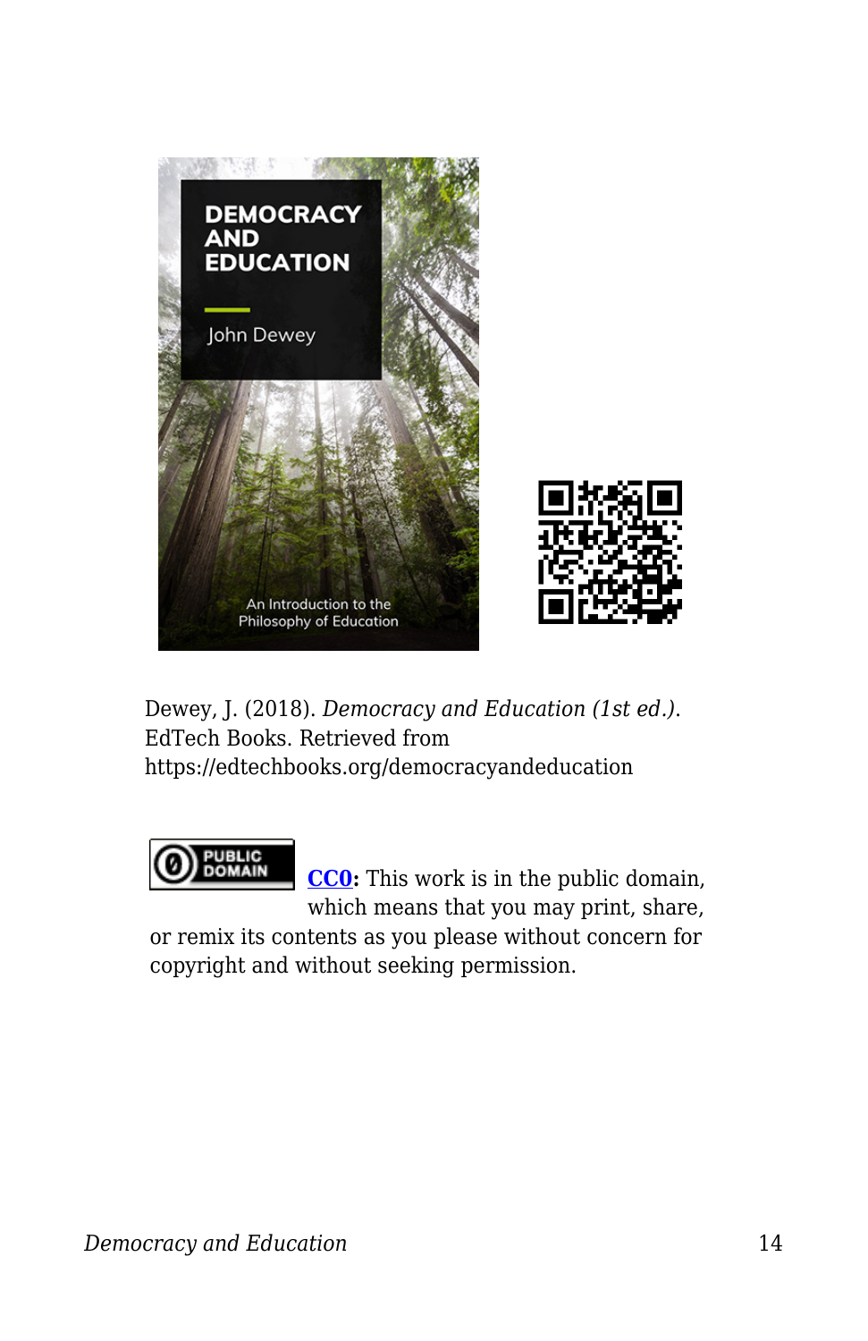Dewey, J. (2018). *Democracy and Education (1st ed.)*. EdTech Books. Retrieved from https://edtechbooks.org/democracyandeducation

**CC0:** This work is in the public domain, which means that you may print, share, or remix its contents as you please without concern for copyright and without seeking permission.